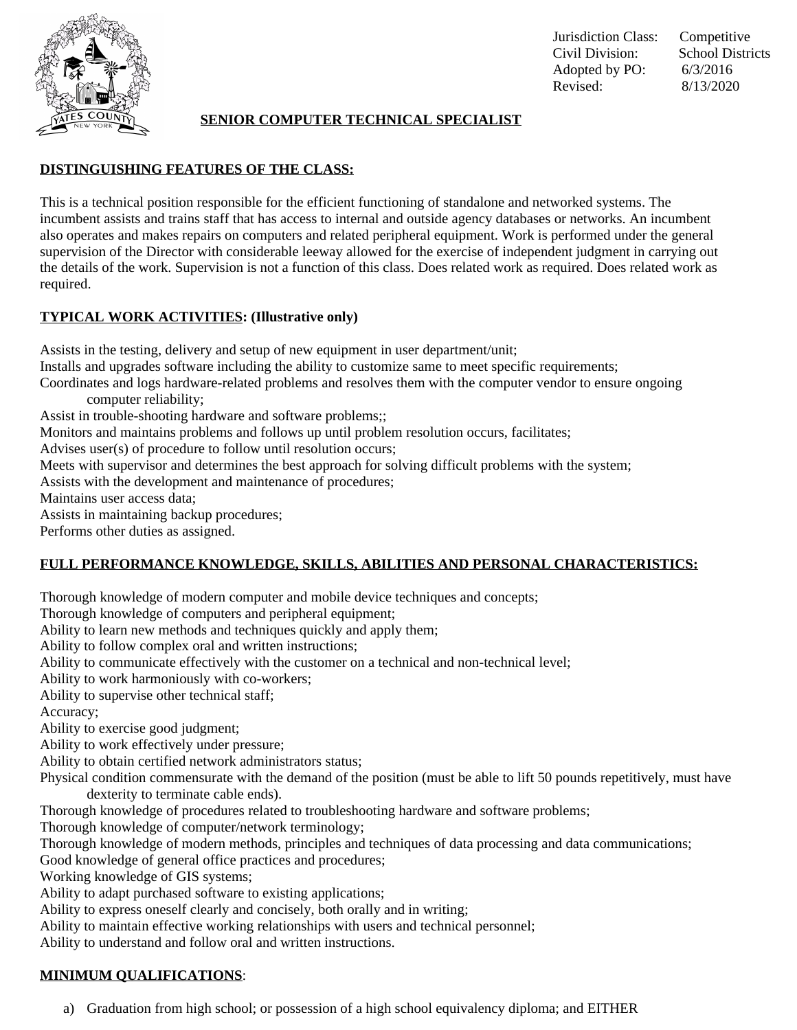Jurisdiction Class: Competitive
Civil Division: School Districts
Adopted by PO: 6/3/2016
Revised: 8/13/2020

# SENIOR COMPUTER TECHNICAL SPECIALIST

## DISTINGUISHING FEATURES OF THE CLASS:

This is a technical position responsible for the efficient functioning of standalone and networked systems. The incumbent assists and trains staff that has access to internal and outside agency databases or networks. An incumbent also operates and makes repairs on computers and related peripheral equipment. Work is performed under the general supervision of the Director with considerable leeway allowed for the exercise of independent judgment in carrying out the details of the work. Supervision is not a function of this class. Does related work as required. Does related work as required.

## TYPICAL WORK ACTIVITIES: (Illustrative only)

Assists in the testing, delivery and setup of new equipment in user department/unit;
Installs and upgrades software including the ability to customize same to meet specific requirements;
Coordinates and logs hardware-related problems and resolves them with the computer vendor to ensure ongoing computer reliability;
Assist in trouble-shooting hardware and software problems;;
Monitors and maintains problems and follows up until problem resolution occurs, facilitates;
Advises user(s) of procedure to follow until resolution occurs;
Meets with supervisor and determines the best approach for solving difficult problems with the system;
Assists with the development and maintenance of procedures;
Maintains user access data;
Assists in maintaining backup procedures;
Performs other duties as assigned.

## FULL PERFORMANCE KNOWLEDGE, SKILLS, ABILITIES AND PERSONAL CHARACTERISTICS:

Thorough knowledge of modern computer and mobile device techniques and concepts;
Thorough knowledge of computers and peripheral equipment;
Ability to learn new methods and techniques quickly and apply them;
Ability to follow complex oral and written instructions;
Ability to communicate effectively with the customer on a technical and non-technical level;
Ability to work harmoniously with co-workers;
Ability to supervise other technical staff;
Accuracy;
Ability to exercise good judgment;
Ability to work effectively under pressure;
Ability to obtain certified network administrators status;
Physical condition commensurate with the demand of the position (must be able to lift 50 pounds repetitively, must have dexterity to terminate cable ends).
Thorough knowledge of procedures related to troubleshooting hardware and software problems;
Thorough knowledge of computer/network terminology;
Thorough knowledge of modern methods, principles and techniques of data processing and data communications;
Good knowledge of general office practices and procedures;
Working knowledge of GIS systems;
Ability to adapt purchased software to existing applications;
Ability to express oneself clearly and concisely, both orally and in writing;
Ability to maintain effective working relationships with users and technical personnel;
Ability to understand and follow oral and written instructions.

## MINIMUM QUALIFICATIONS:

a) Graduation from high school; or possession of a high school equivalency diploma; and EITHER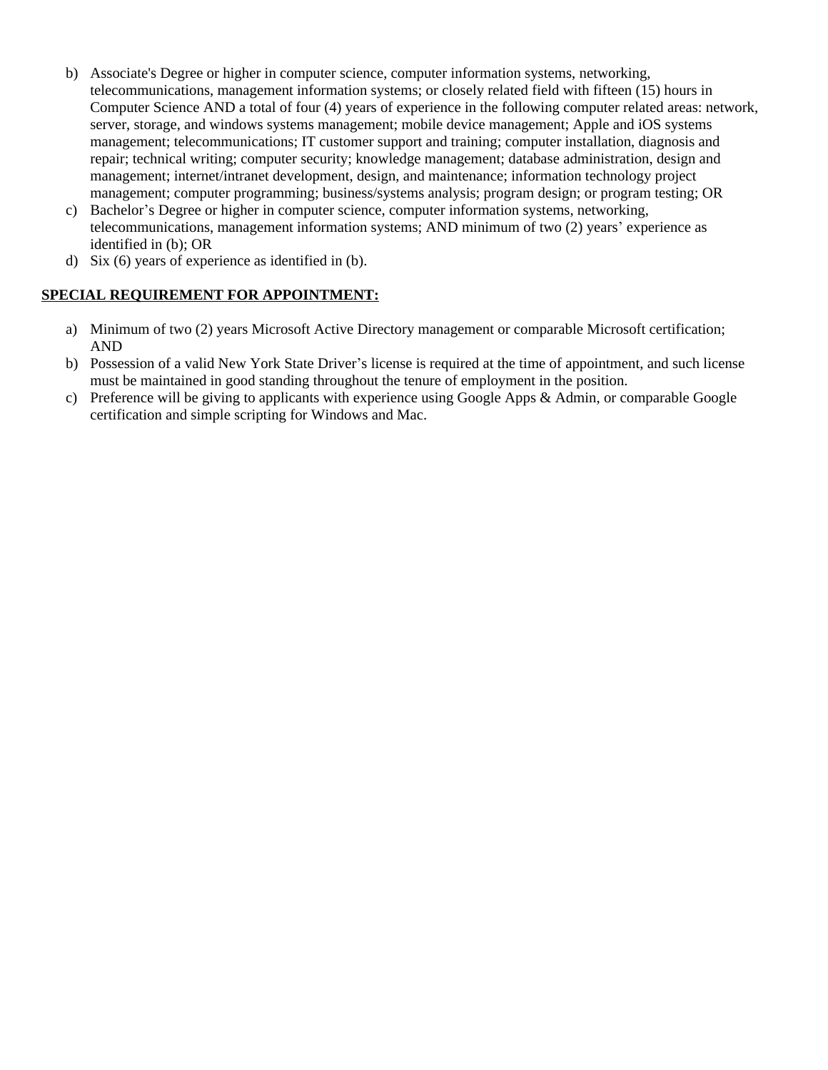b) Associate's Degree or higher in computer science, computer information systems, networking, telecommunications, management information systems; or closely related field with fifteen (15) hours in Computer Science AND a total of four (4) years of experience in the following computer related areas: network, server, storage, and windows systems management; mobile device management; Apple and iOS systems management; telecommunications; IT customer support and training; computer installation, diagnosis and repair; technical writing; computer security; knowledge management; database administration, design and management; internet/intranet development, design, and maintenance; information technology project management; computer programming; business/systems analysis; program design; or program testing; OR

c) Bachelor's Degree or higher in computer science, computer information systems, networking, telecommunications, management information systems; AND minimum of two (2) years' experience as identified in (b); OR

d) Six (6) years of experience as identified in (b).

**SPECIAL REQUIREMENT FOR APPOINTMENT:**

a) Minimum of two (2) years Microsoft Active Directory management or comparable Microsoft certification; AND

b) Possession of a valid New York State Driver's license is required at the time of appointment, and such license must be maintained in good standing throughout the tenure of employment in the position.

c) Preference will be giving to applicants with experience using Google Apps & Admin, or comparable Google certification and simple scripting for Windows and Mac.